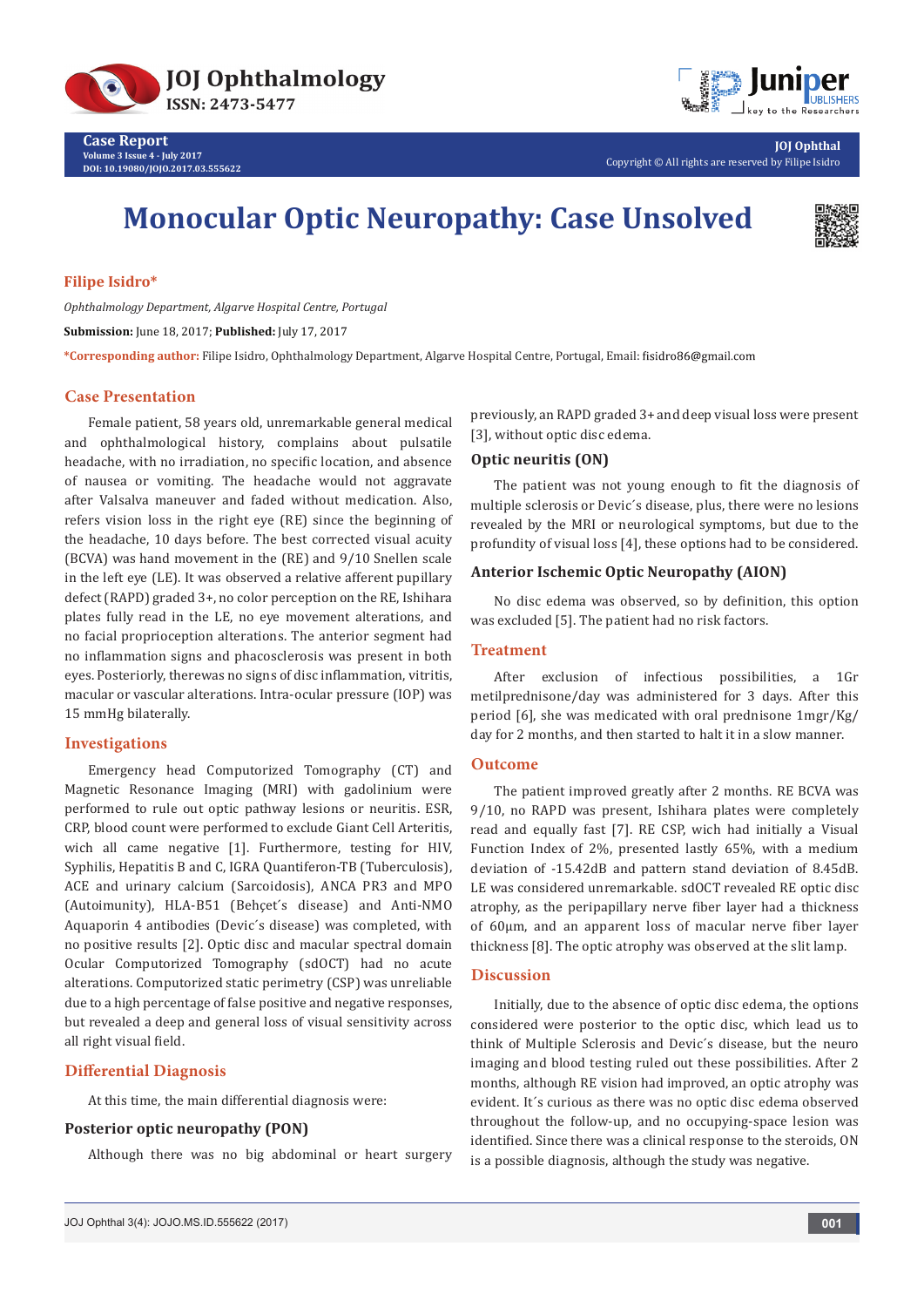# Monocular Optic Neuropathy: Case Unsolved

**Filipe Isidro***

*Ophthalmology Department, Algarve Hospital Centre, Portugal*

**Submission:** June 18, 2017; **Published:** July 17, 2017

***Corresponding author:** Filipe Isidro, Ophthalmology Department, Algarve Hospital Centre, Portugal, Email: fisidro86@gmail.com

## Case Presentation

Female patient, 58 years old, unremarkable general medical and ophthalmological history, complains about pulsatile headache, with no irradiation, no specific location, and absence of nausea or vomiting. The headache would not aggravate after Valsalva maneuver and faded without medication. Also, refers vision loss in the right eye (RE) since the beginning of the headache, 10 days before. The best corrected visual acuity (BCVA) was hand movement in the (RE) and 9/10 Snellen scale in the left eye (LE). It was observed a relative afferent pupillary defect (RAPD) graded 3+, no color perception on the RE, Ishihara plates fully read in the LE, no eye movement alterations, and no facial proprioception alterations. The anterior segment had no inflammation signs and phacosclerosis was present in both eyes. Posteriorly, therewas no signs of disc inflammation, vitritis, macular or vascular alterations. Intra-ocular pressure (IOP) was 15 mmHg bilaterally.

## Investigations

Emergency head Computorized Tomography (CT) and Magnetic Resonance Imaging (MRI) with gadolinium were performed to rule out optic pathway lesions or neuritis. ESR, CRP, blood count were performed to exclude Giant Cell Arteritis, wich all came negative [1]. Furthermore, testing for HIV, Syphilis, Hepatitis B and C, IGRA Quantiferon-TB (Tuberculosis), ACE and urinary calcium (Sarcoidosis), ANCA PR3 and MPO (Autoimunity), HLA-B51 (Behçet´s disease) and Anti-NMO Aquaporin 4 antibodies (Devic´s disease) was completed, with no positive results [2]. Optic disc and macular spectral domain Ocular Computorized Tomography (sdOCT) had no acute alterations. Computorized static perimetry (CSP) was unreliable due to a high percentage of false positive and negative responses, but revealed a deep and general loss of visual sensitivity across all right visual field.

## Differential Diagnosis

At this time, the main differential diagnosis were:

### Posterior optic neuropathy (PON)

Although there was no big abdominal or heart surgery previously, an RAPD graded 3+ and deep visual loss were present [3], without optic disc edema.

### Optic neuritis (ON)

The patient was not young enough to fit the diagnosis of multiple sclerosis or Devic´s disease, plus, there were no lesions revealed by the MRI or neurological symptoms, but due to the profundity of visual loss [4], these options had to be considered.

### Anterior Ischemic Optic Neuropathy (AION)

No disc edema was observed, so by definition, this option was excluded [5]. The patient had no risk factors.

## Treatment

After exclusion of infectious possibilities, a 1Gr metilprednisone/day was administered for 3 days. After this period [6], she was medicated with oral prednisone 1mgr/Kg/day for 2 months, and then started to halt it in a slow manner.

## Outcome

The patient improved greatly after 2 months. RE BCVA was 9/10, no RAPD was present, Ishihara plates were completely read and equally fast [7]. RE CSP, wich had initially a Visual Function Index of 2%, presented lastly 65%, with a medium deviation of -15.42dB and pattern stand deviation of 8.45dB. LE was considered unremarkable. sdOCT revealed RE optic disc atrophy, as the peripapillary nerve fiber layer had a thickness of 60µm, and an apparent loss of macular nerve fiber layer thickness [8]. The optic atrophy was observed at the slit lamp.

## Discussion

Initially, due to the absence of optic disc edema, the options considered were posterior to the optic disc, which lead us to think of Multiple Sclerosis and Devic´s disease, but the neuro imaging and blood testing ruled out these possibilities. After 2 months, although RE vision had improved, an optic atrophy was evident. It´s curious as there was no optic disc edema observed throughout the follow-up, and no occupying-space lesion was identified. Since there was a clinical response to the steroids, ON is a possible diagnosis, although the study was negative.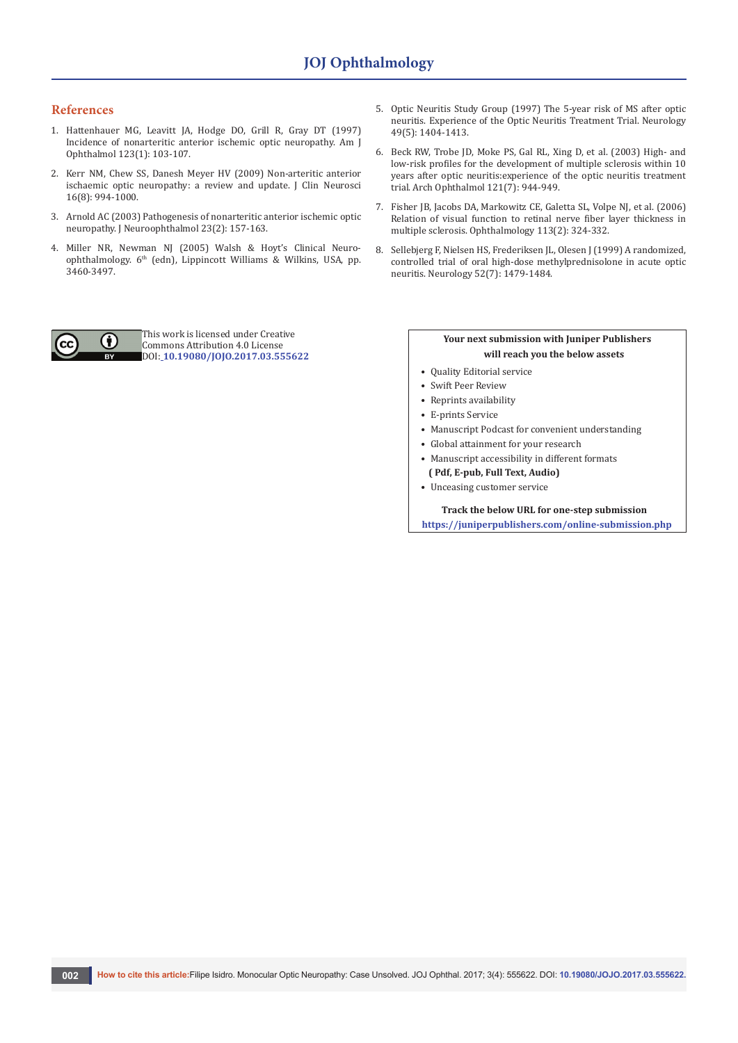## References

1. Hattenhauer MG, Leavitt JA, Hodge DO, Grill R, Gray DT (1997) Incidence of nonarteritic anterior ischemic optic neuropathy. Am J Ophthalmol 123(1): 103-107.
2. Kerr NM, Chew SS, Danesh Meyer HV (2009) Non-arteritic anterior ischaemic optic neuropathy: a review and update. J Clin Neurosci 16(8): 994-1000.
3. Arnold AC (2003) Pathogenesis of nonarteritic anterior ischemic optic neuropathy. J Neuroophthalmol 23(2): 157-163.
4. Miller NR, Newman NJ (2005) Walsh & Hoyt's Clinical Neuro-ophthalmology. 6th (edn), Lippincott Williams & Wilkins, USA, pp. 3460-3497.
5. Optic Neuritis Study Group (1997) The 5-year risk of MS after optic neuritis. Experience of the Optic Neuritis Treatment Trial. Neurology 49(5): 1404-1413.
6. Beck RW, Trobe JD, Moke PS, Gal RL, Xing D, et al. (2003) High- and low-risk profiles for the development of multiple sclerosis within 10 years after optic neuritis:experience of the optic neuritis treatment trial. Arch Ophthalmol 121(7): 944-949.
7. Fisher JB, Jacobs DA, Markowitz CE, Galetta SL, Volpe NJ, et al. (2006) Relation of visual function to retinal nerve fiber layer thickness in multiple sclerosis. Ophthalmology 113(2): 324-332.
8. Sellebjerg F, Nielsen HS, Frederiksen JL, Olesen J (1999) A randomized, controlled trial of oral high-dose methylprednisolone in acute optic neuritis. Neurology 52(7): 1479-1484.

This work is licensed under Creative Commons Attribution 4.0 License
DOI: 10.19080/JOJO.2017.03.555622

**Your next submission with Juniper Publishers will reach you the below assets**

- Quality Editorial service
- Swift Peer Review
- Reprints availability
- E-prints Service
- Manuscript Podcast for convenient understanding
- Global attainment for your research
- Manuscript accessibility in different formats **( Pdf, E-pub, Full Text, Audio)**
- Unceasing customer service

**Track the below URL for one-step submission**
https://juniperpublishers.com/online-submission.php

**How to cite this article:** Filipe Isidro. Monocular Optic Neuropathy: Case Unsolved. JOJ Ophthal. 2017; 3(4): 555622. DOI: 10.19080/JOJO.2017.03.555622.